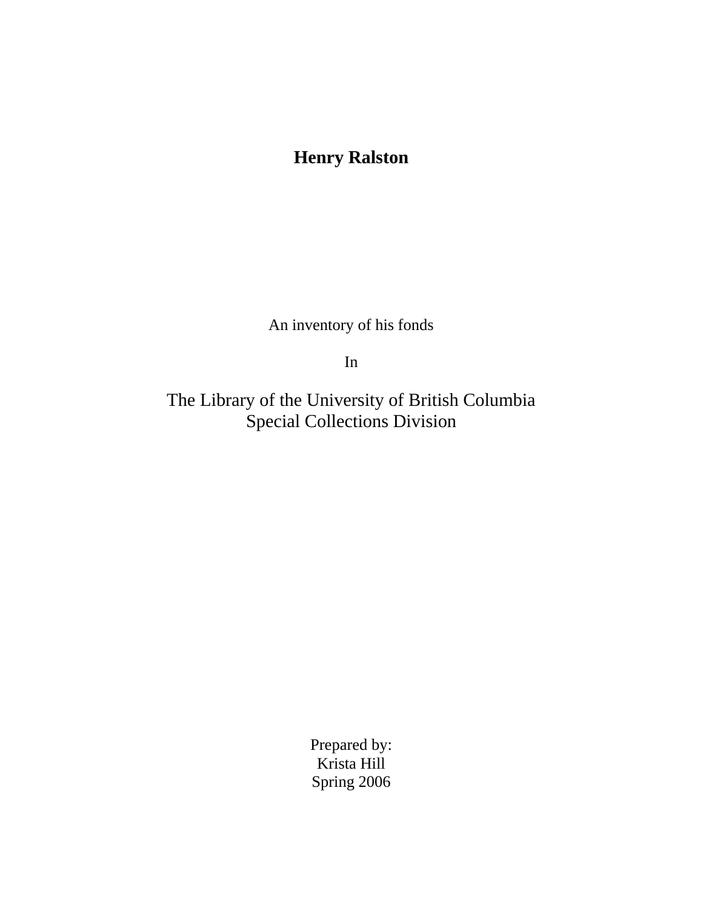# Henry Ralston

An inventory of his fonds

In

The Library of the University of British Columbia
Special Collections Division

Prepared by:
Krista Hill
Spring 2006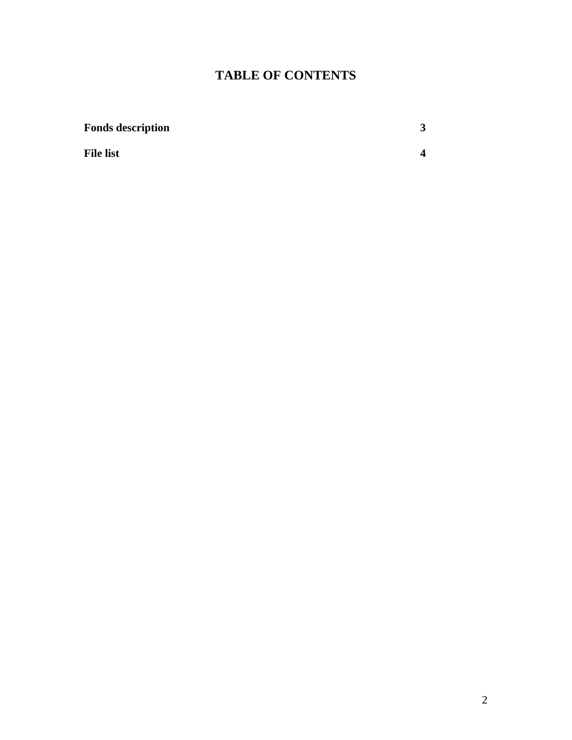# TABLE OF CONTENTS

| | |
|---|---|
| **Fonds description** | **3** |
| **File list** | **4** |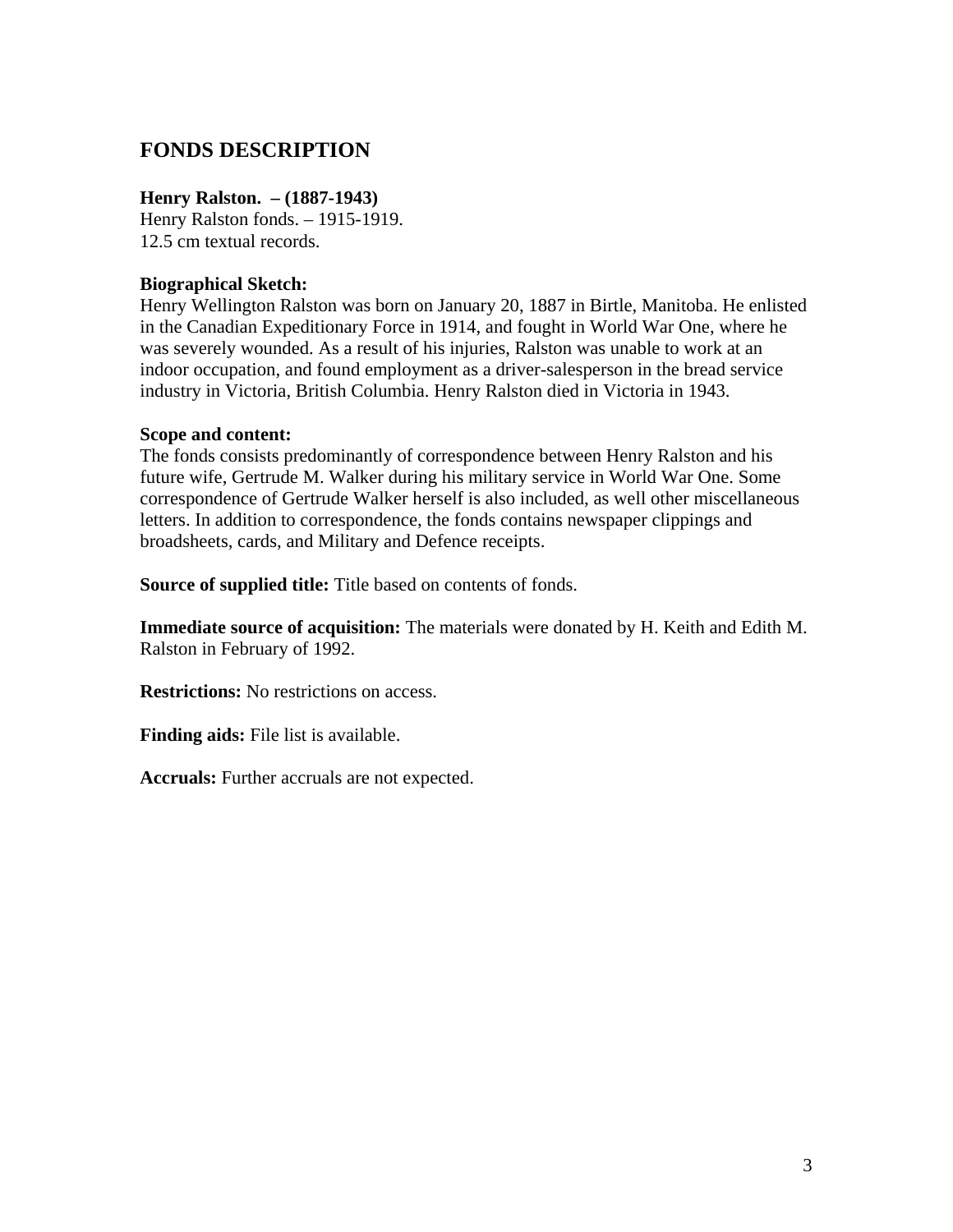## FONDS DESCRIPTION

**Henry Ralston. – (1887-1943)**
Henry Ralston fonds. – 1915-1919.
12.5 cm textual records.

**Biographical Sketch:**
Henry Wellington Ralston was born on January 20, 1887 in Birtle, Manitoba. He enlisted in the Canadian Expeditionary Force in 1914, and fought in World War One, where he was severely wounded. As a result of his injuries, Ralston was unable to work at an indoor occupation, and found employment as a driver-salesperson in the bread service industry in Victoria, British Columbia. Henry Ralston died in Victoria in 1943.

**Scope and content:**
The fonds consists predominantly of correspondence between Henry Ralston and his future wife, Gertrude M. Walker during his military service in World War One. Some correspondence of Gertrude Walker herself is also included, as well other miscellaneous letters. In addition to correspondence, the fonds contains newspaper clippings and broadsheets, cards, and Military and Defence receipts.

**Source of supplied title:** Title based on contents of fonds.

**Immediate source of acquisition:** The materials were donated by H. Keith and Edith M. Ralston in February of 1992.

**Restrictions:** No restrictions on access.

**Finding aids:** File list is available.

**Accruals:** Further accruals are not expected.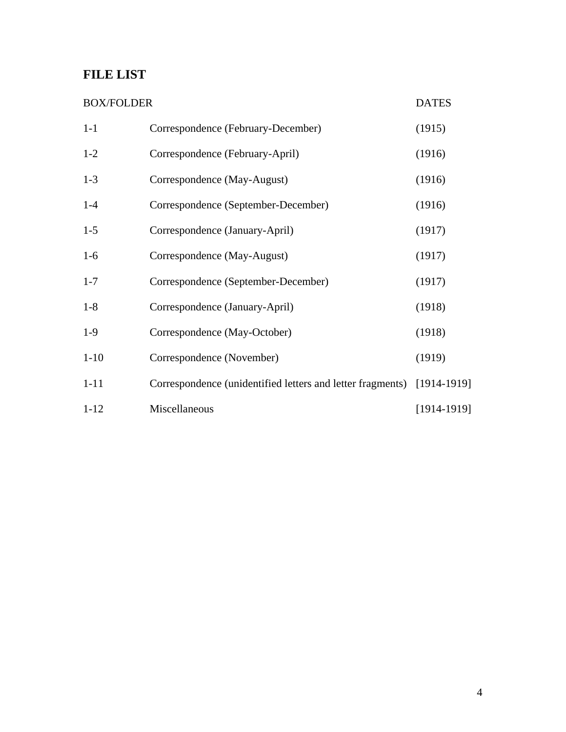## FILE LIST

| BOX/FOLDER | | DATES |
| --- | --- | --- |
| 1-1 | Correspondence (February-December) | (1915) |
| 1-2 | Correspondence (February-April) | (1916) |
| 1-3 | Correspondence (May-August) | (1916) |
| 1-4 | Correspondence (September-December) | (1916) |
| 1-5 | Correspondence (January-April) | (1917) |
| 1-6 | Correspondence (May-August) | (1917) |
| 1-7 | Correspondence (September-December) | (1917) |
| 1-8 | Correspondence (January-April) | (1918) |
| 1-9 | Correspondence (May-October) | (1918) |
| 1-10 | Correspondence (November) | (1919) |
| 1-11 | Correspondence (unidentified letters and letter fragments) | [1914-1919] |
| 1-12 | Miscellaneous | [1914-1919] |